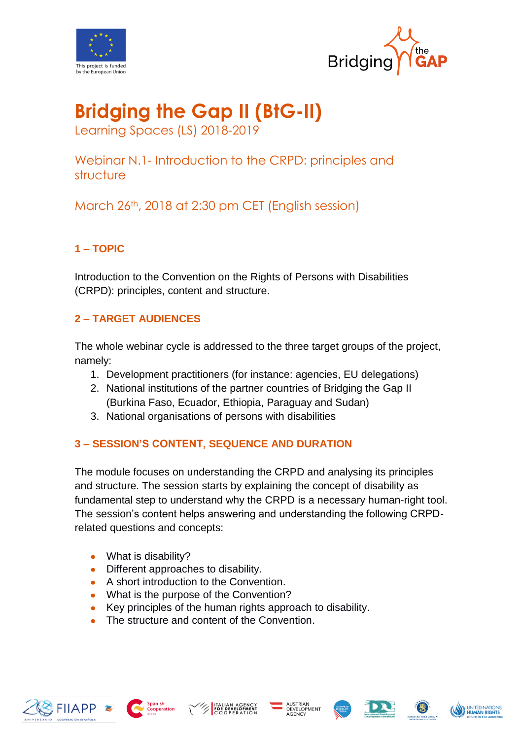This project is funded by the European Union

# Bridging the Gap II (BtG-II)

## Learning Spaces (LS) 2018-2019

## Webinar N.1- Introduction to the CRPD: principles and structure

## March 26th, 2018 at 2:30 pm CET (English session)

### 1 – TOPIC

Introduction to the Convention on the Rights of Persons with Disabilities (CRPD): principles, content and structure.

### 2 – TARGET AUDIENCES

The whole webinar cycle is addressed to the three target groups of the project, namely:

1. Development practitioners (for instance: agencies, EU delegations)
2. National institutions of the partner countries of Bridging the Gap II (Burkina Faso, Ecuador, Ethiopia, Paraguay and Sudan)
3. National organisations of persons with disabilities

### 3 – SESSION'S CONTENT, SEQUENCE AND DURATION

The module focuses on understanding the CRPD and analysing its principles and structure. The session starts by explaining the concept of disability as fundamental step to understand why the CRPD is a necessary human-right tool. The session's content helps answering and understanding the following CRPD-related questions and concepts:

- What is disability?
- Different approaches to disability.
- A short introduction to the Convention.
- What is the purpose of the Convention?
- Key principles of the human rights approach to disability.
- The structure and content of the Convention.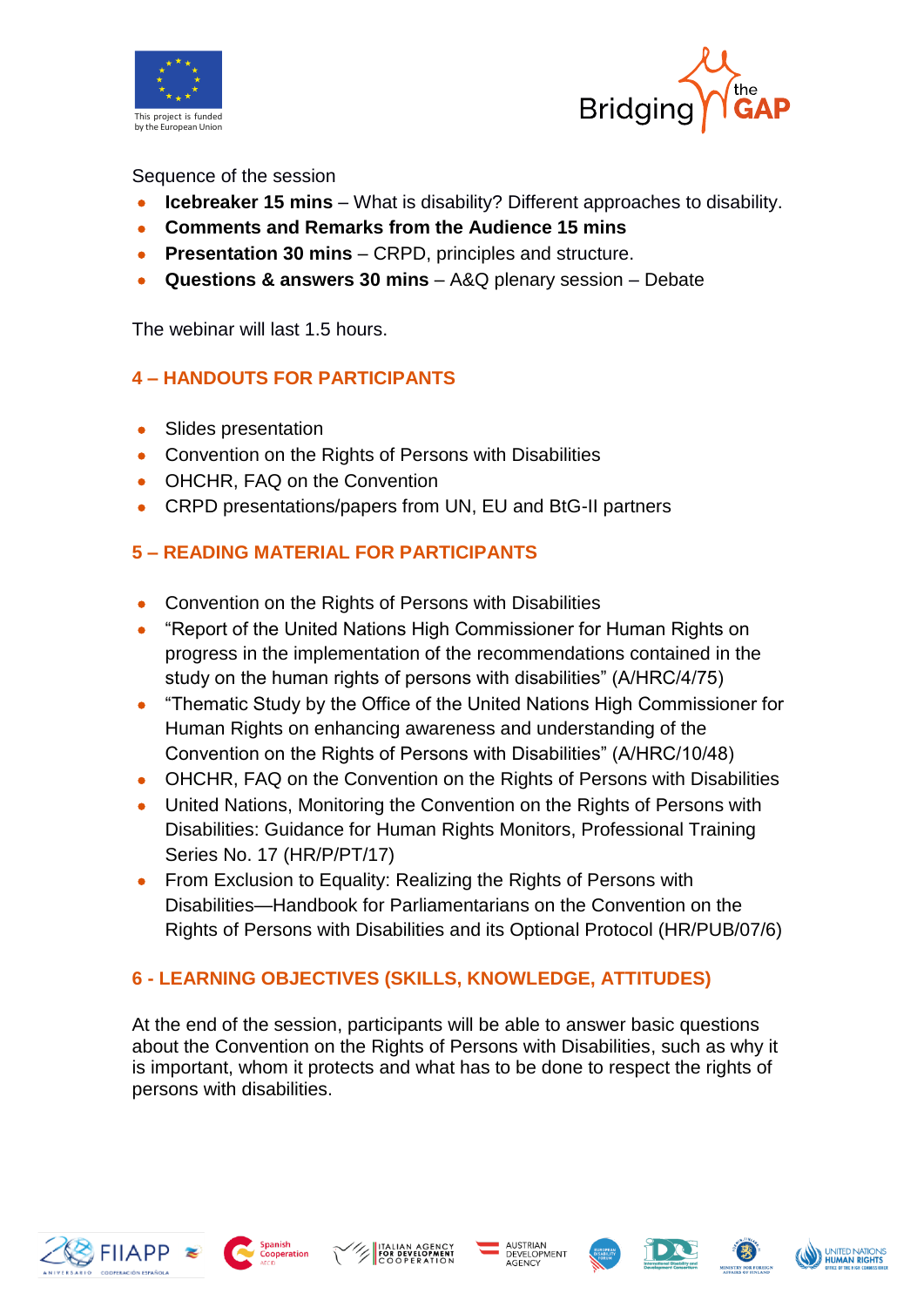Sequence of the session

- **Icebreaker 15 mins** – What is disability? Different approaches to disability.
- **Comments and Remarks from the Audience 15 mins**
- **Presentation 30 mins** – CRPD, principles and structure.
- **Questions & answers 30 mins** – A&Q plenary session – Debate

The webinar will last 1.5 hours.

## 4 – HANDOUTS FOR PARTICIPANTS

- Slides presentation
- Convention on the Rights of Persons with Disabilities
- OHCHR, FAQ on the Convention
- CRPD presentations/papers from UN, EU and BtG-II partners

## 5 – READING MATERIAL FOR PARTICIPANTS

- Convention on the Rights of Persons with Disabilities
- "Report of the United Nations High Commissioner for Human Rights on progress in the implementation of the recommendations contained in the study on the human rights of persons with disabilities" (A/HRC/4/75)
- "Thematic Study by the Office of the United Nations High Commissioner for Human Rights on enhancing awareness and understanding of the Convention on the Rights of Persons with Disabilities" (A/HRC/10/48)
- OHCHR, FAQ on the Convention on the Rights of Persons with Disabilities
- United Nations, Monitoring the Convention on the Rights of Persons with Disabilities: Guidance for Human Rights Monitors, Professional Training Series No. 17 (HR/P/PT/17)
- From Exclusion to Equality: Realizing the Rights of Persons with Disabilities—Handbook for Parliamentarians on the Convention on the Rights of Persons with Disabilities and its Optional Protocol (HR/PUB/07/6)

## 6 - LEARNING OBJECTIVES (SKILLS, KNOWLEDGE, ATTITUDES)

At the end of the session, participants will be able to answer basic questions about the Convention on the Rights of Persons with Disabilities, such as why it is important, whom it protects and what has to be done to respect the rights of persons with disabilities.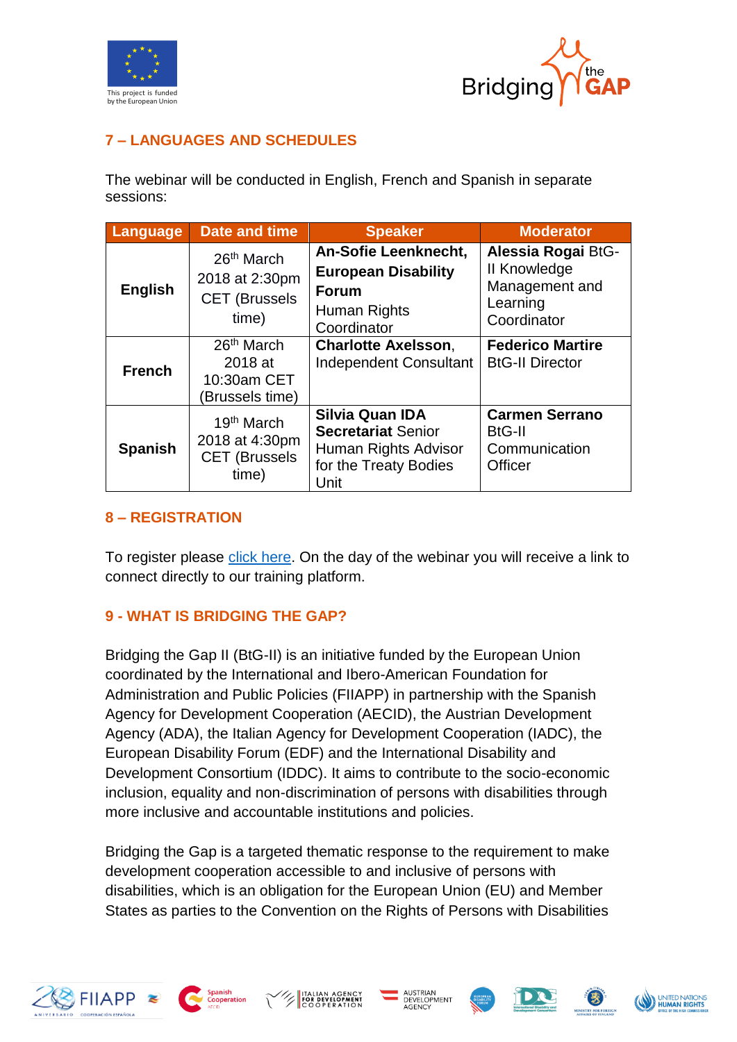## 7 – LANGUAGES AND SCHEDULES

The webinar will be conducted in English, French and Spanish in separate sessions:

| Language | Date and time | Speaker | Moderator |
|---|---|---|---|
| **English** | 26th March 2018 at 2:30pm CET (Brussels time) | **An-Sofie Leenknecht, European Disability Forum** Human Rights Coordinator | **Alessia Rogai** BtG-II Knowledge Management and Learning Coordinator |
| **French** | 26th March 2018 at 10:30am CET (Brussels time) | **Charlotte Axelsson**, Independent Consultant | **Federico Martire** BtG-II Director |
| **Spanish** | 19th March 2018 at 4:30pm CET (Brussels time) | **Silvia Quan IDA Secretariat** Senior Human Rights Advisor for the Treaty Bodies Unit | **Carmen Serrano** BtG-II Communication Officer |

## 8 – REGISTRATION

To register please click here. On the day of the webinar you will receive a link to connect directly to our training platform.

## 9 - WHAT IS BRIDGING THE GAP?

Bridging the Gap II (BtG-II) is an initiative funded by the European Union coordinated by the International and Ibero-American Foundation for Administration and Public Policies (FIIAPP) in partnership with the Spanish Agency for Development Cooperation (AECID), the Austrian Development Agency (ADA), the Italian Agency for Development Cooperation (IADC), the European Disability Forum (EDF) and the International Disability and Development Consortium (IDDC). It aims to contribute to the socio-economic inclusion, equality and non-discrimination of persons with disabilities through more inclusive and accountable institutions and policies.

Bridging the Gap is a targeted thematic response to the requirement to make development cooperation accessible to and inclusive of persons with disabilities, which is an obligation for the European Union (EU) and Member States as parties to the Convention on the Rights of Persons with Disabilities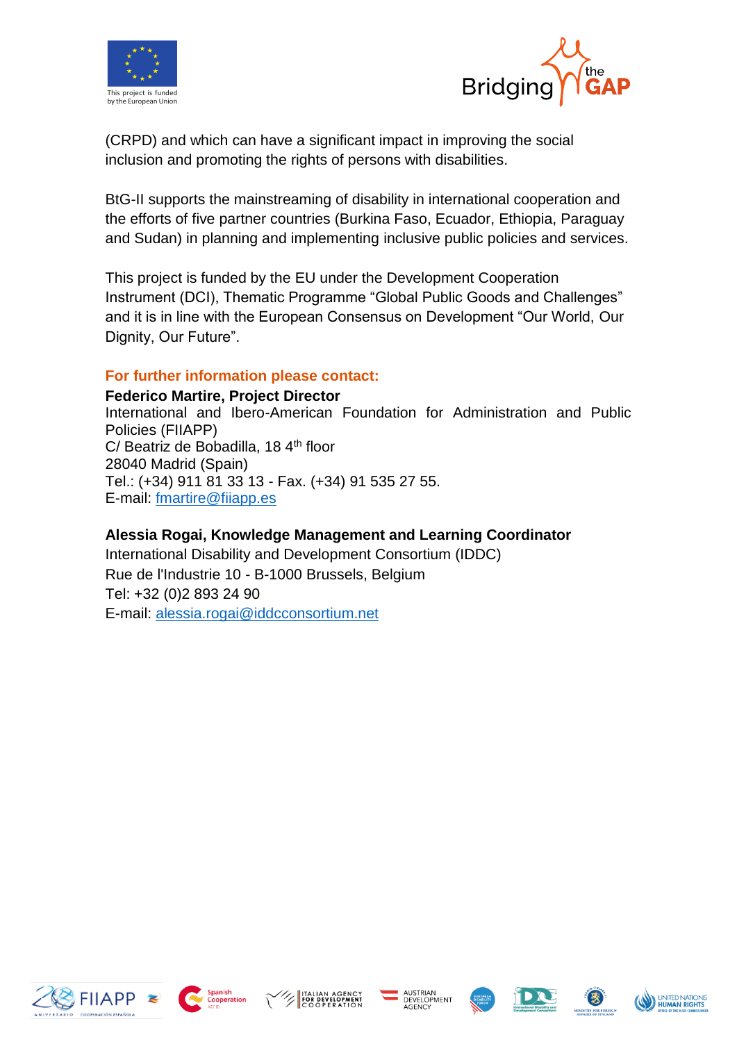(CRPD) and which can have a significant impact in improving the social inclusion and promoting the rights of persons with disabilities.

BtG-II supports the mainstreaming of disability in international cooperation and the efforts of five partner countries (Burkina Faso, Ecuador, Ethiopia, Paraguay and Sudan) in planning and implementing inclusive public policies and services.

This project is funded by the EU under the Development Cooperation Instrument (DCI), Thematic Programme "Global Public Goods and Challenges" and it is in line with the European Consensus on Development "Our World, Our Dignity, Our Future".

**For further information please contact:**

**Federico Martire, Project Director**
International and Ibero-American Foundation for Administration and Public Policies (FIIAPP)
C/ Beatriz de Bobadilla, 18 4th floor
28040 Madrid (Spain)
Tel.: (+34) 911 81 33 13 - Fax. (+34) 91 535 27 55.
E-mail: fmartire@fiiapp.es

**Alessia Rogai, Knowledge Management and Learning Coordinator**
International Disability and Development Consortium (IDDC)
Rue de l'Industrie 10 - B-1000 Brussels, Belgium
Tel: +32 (0)2 893 24 90
E-mail: alessia.rogai@iddcconsortium.net